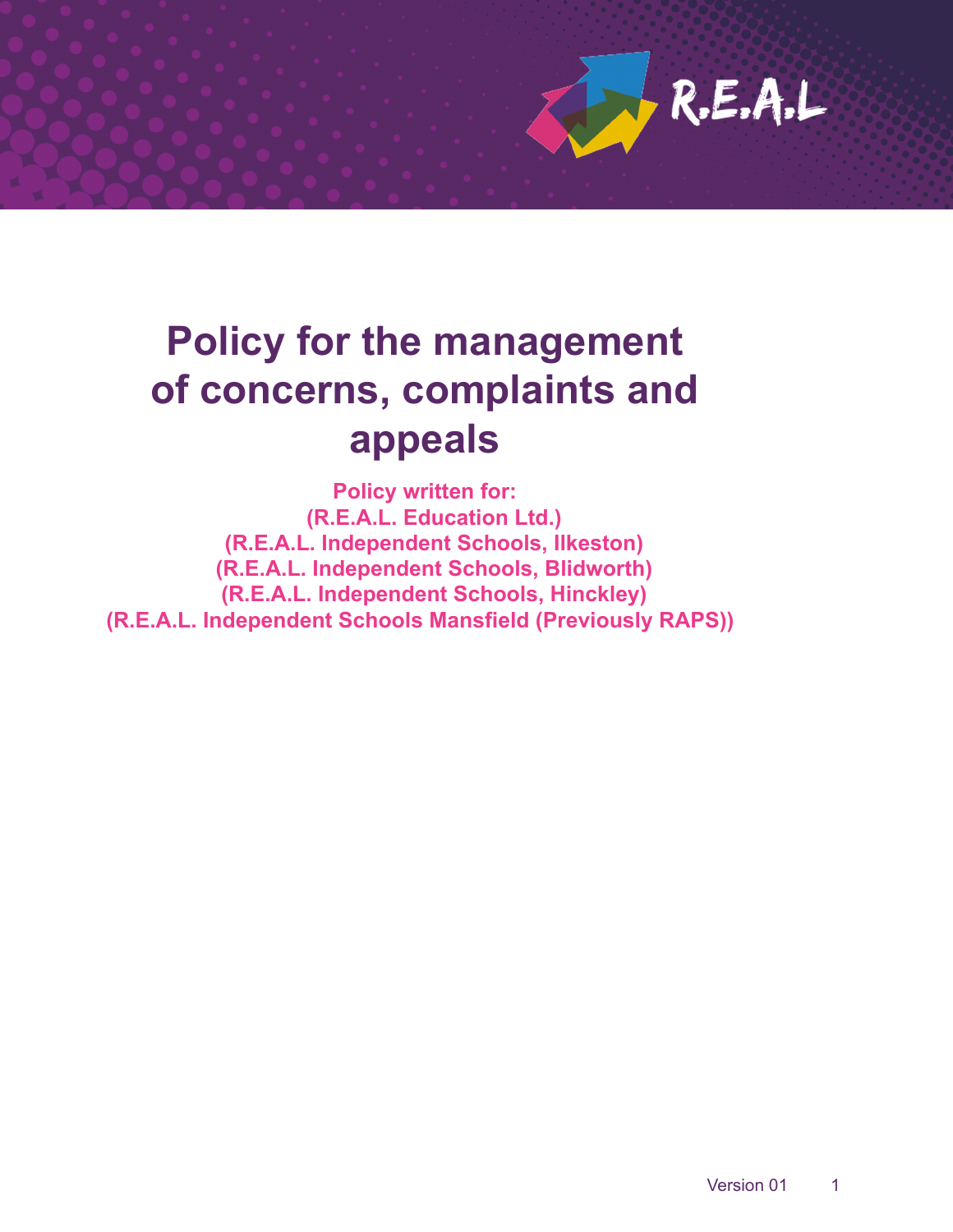# Policy for the management of concerns, complaints and appeals

**Policy written for:**
**(R.E.A.L. Education Ltd.)**
**(R.E.A.L. Independent Schools, Ilkeston)**
**(R.E.A.L. Independent Schools, Blidworth)**
**(R.E.A.L. Independent Schools, Hinckley)**
**(R.E.A.L. Independent Schools Mansfield (Previously RAPS))**

Version 01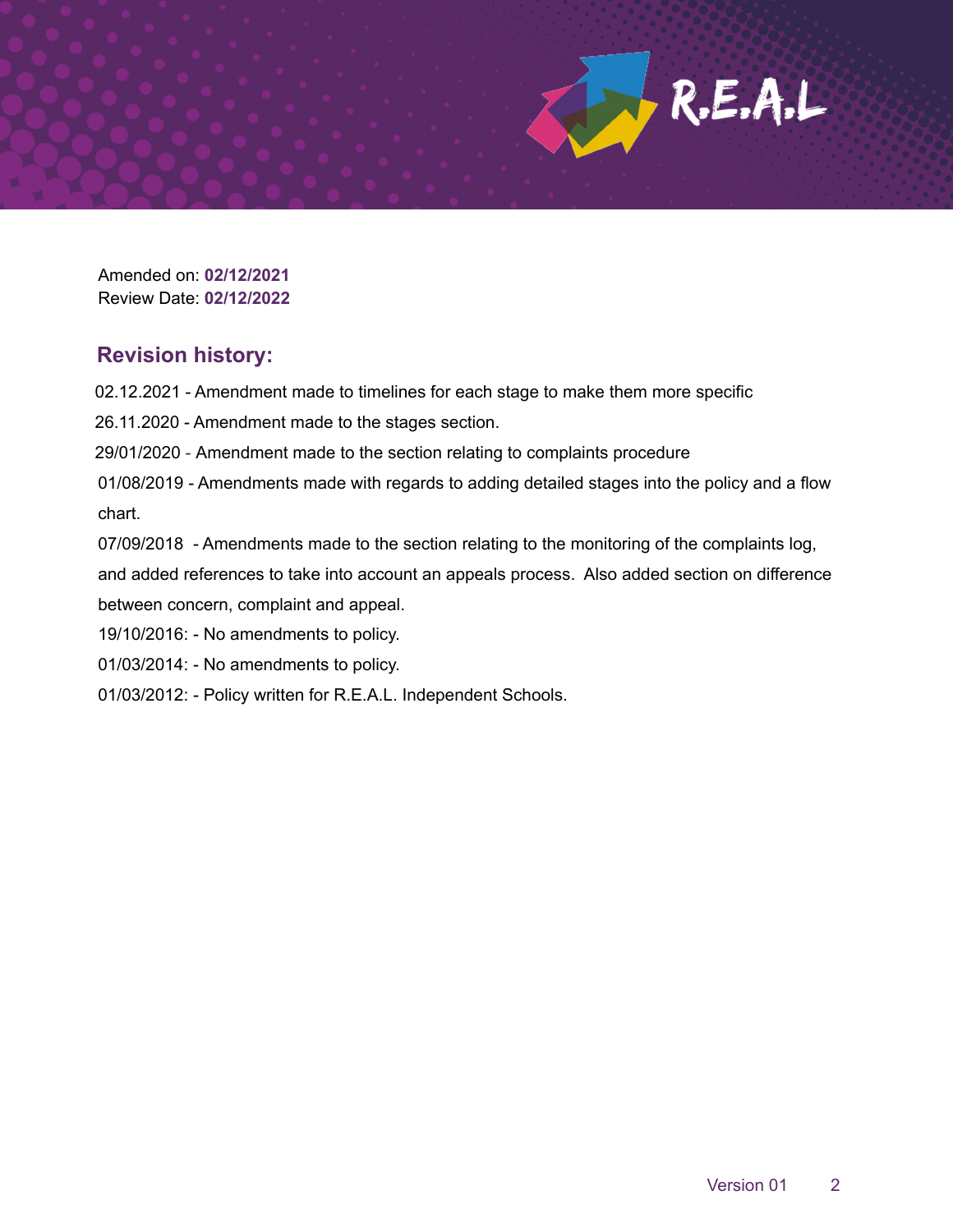Amended on: **02/12/2021**
Review Date: **02/12/2022**

## Revision history:

02.12.2021 - Amendment made to timelines for each stage to make them more specific

26.11.2020 - Amendment made to the stages section.

29/01/2020 - Amendment made to the section relating to complaints procedure

01/08/2019 - Amendments made with regards to adding detailed stages into the policy and a flow chart.

07/09/2018 - Amendments made to the section relating to the monitoring of the complaints log, and added references to take into account an appeals process. Also added section on difference between concern, complaint and appeal.

19/10/2016: - No amendments to policy.

01/03/2014: - No amendments to policy.

01/03/2012: - Policy written for R.E.A.L. Independent Schools.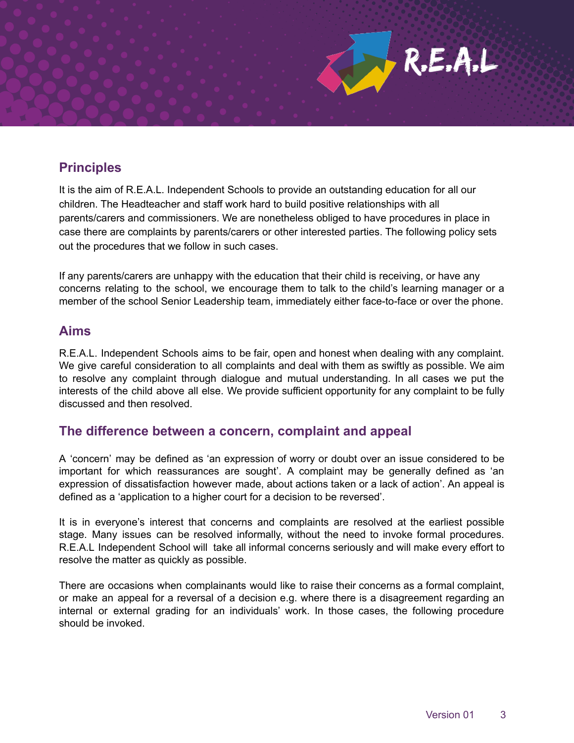## Principles

It is the aim of R.E.A.L. Independent Schools to provide an outstanding education for all our children. The Headteacher and staff work hard to build positive relationships with all parents/carers and commissioners. We are nonetheless obliged to have procedures in place in case there are complaints by parents/carers or other interested parties. The following policy sets out the procedures that we follow in such cases.

If any parents/carers are unhappy with the education that their child is receiving, or have any concerns relating to the school, we encourage them to talk to the child's learning manager or a member of the school Senior Leadership team, immediately either face-to-face or over the phone.

## Aims

R.E.A.L. Independent Schools aims to be fair, open and honest when dealing with any complaint. We give careful consideration to all complaints and deal with them as swiftly as possible. We aim to resolve any complaint through dialogue and mutual understanding. In all cases we put the interests of the child above all else. We provide sufficient opportunity for any complaint to be fully discussed and then resolved.

## The difference between a concern, complaint and appeal

A 'concern' may be defined as 'an expression of worry or doubt over an issue considered to be important for which reassurances are sought'. A complaint may be generally defined as 'an expression of dissatisfaction however made, about actions taken or a lack of action'. An appeal is defined as a 'application to a higher court for a decision to be reversed'.

It is in everyone's interest that concerns and complaints are resolved at the earliest possible stage. Many issues can be resolved informally, without the need to invoke formal procedures. R.E.A.L Independent School will take all informal concerns seriously and will make every effort to resolve the matter as quickly as possible.

There are occasions when complainants would like to raise their concerns as a formal complaint, or make an appeal for a reversal of a decision e.g. where there is a disagreement regarding an internal or external grading for an individuals' work. In those cases, the following procedure should be invoked.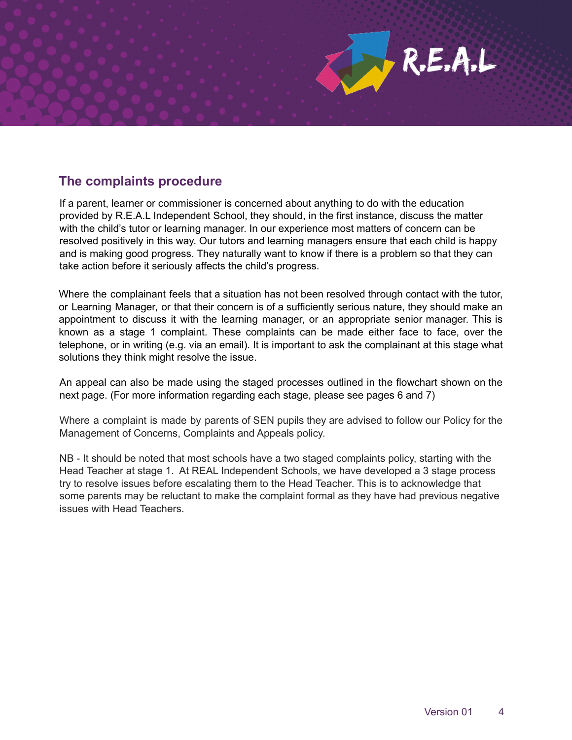## The complaints procedure

If a parent, learner or commissioner is concerned about anything to do with the education provided by R.E.A.L Independent School, they should, in the first instance, discuss the matter with the child's tutor or learning manager. In our experience most matters of concern can be resolved positively in this way. Our tutors and learning managers ensure that each child is happy and is making good progress. They naturally want to know if there is a problem so that they can take action before it seriously affects the child's progress.

Where the complainant feels that a situation has not been resolved through contact with the tutor, or Learning Manager, or that their concern is of a sufficiently serious nature, they should make an appointment to discuss it with the learning manager, or an appropriate senior manager. This is known as a stage 1 complaint. These complaints can be made either face to face, over the telephone, or in writing (e.g. via an email). It is important to ask the complainant at this stage what solutions they think might resolve the issue.

An appeal can also be made using the staged processes outlined in the flowchart shown on the next page. (For more information regarding each stage, please see pages 6 and 7)

Where a complaint is made by parents of SEN pupils they are advised to follow our Policy for the Management of Concerns, Complaints and Appeals policy.

NB - It should be noted that most schools have a two staged complaints policy, starting with the Head Teacher at stage 1. At REAL Independent Schools, we have developed a 3 stage process try to resolve issues before escalating them to the Head Teacher. This is to acknowledge that some parents may be reluctant to make the complaint formal as they have had previous negative issues with Head Teachers.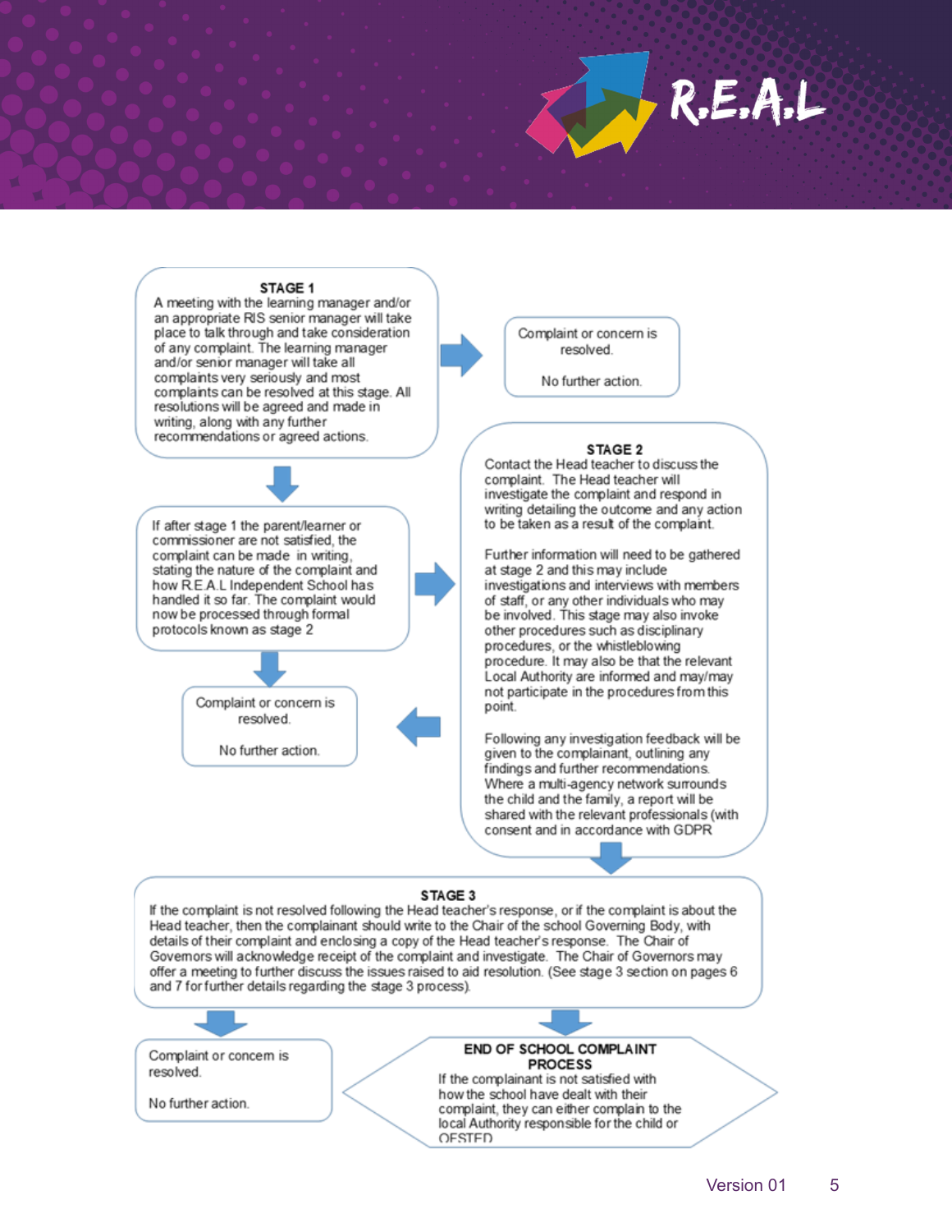### STAGE 1

A meeting with the learning manager and/or an appropriate RIS senior manager will take place to talk through and take consideration of any complaint. The learning manager and/or senior manager will take all complaints very seriously and most complaints can be resolved at this stage. All resolutions will be agreed and made in writing, along with any further recommendations or agreed actions.

Complaint or concern is resolved.

No further action.

If after stage 1 the parent/learner or commissioner are not satisfied, the complaint can be made in writing, stating the nature of the complaint and how R.E.A.L Independent School has handled it so far. The complaint would now be processed through formal protocols known as stage 2

### STAGE 2

Contact the Head teacher to discuss the complaint. The Head teacher will investigate the complaint and respond in writing detailing the outcome and any action to be taken as a result of the complaint.

Further information will need to be gathered at stage 2 and this may include investigations and interviews with members of staff, or any other individuals who may be involved. This stage may also invoke other procedures such as disciplinary procedures, or the whistleblowing procedure. It may also be that the relevant Local Authority are informed and may/may not participate in the procedures from this point.

Following any investigation feedback will be given to the complainant, outlining any findings and further recommendations. Where a multi-agency network surrounds the child and the family, a report will be shared with the relevant professionals (with consent and in accordance with GDPR

Complaint or concern is resolved.

No further action.

### STAGE 3

If the complaint is not resolved following the Head teacher's response, or if the complaint is about the Head teacher, then the complainant should write to the Chair of the school Governing Body, with details of their complaint and enclosing a copy of the Head teacher's response. The Chair of Governors will acknowledge receipt of the complaint and investigate. The Chair of Governors may offer a meeting to further discuss the issues raised to aid resolution. (See stage 3 section on pages 6 and 7 for further details regarding the stage 3 process).

Complaint or concern is resolved.

No further action.

### END OF SCHOOL COMPLAINT PROCESS

If the complainant is not satisfied with how the school have dealt with their complaint, they can either complain to the local Authority responsible for the child or OFSTED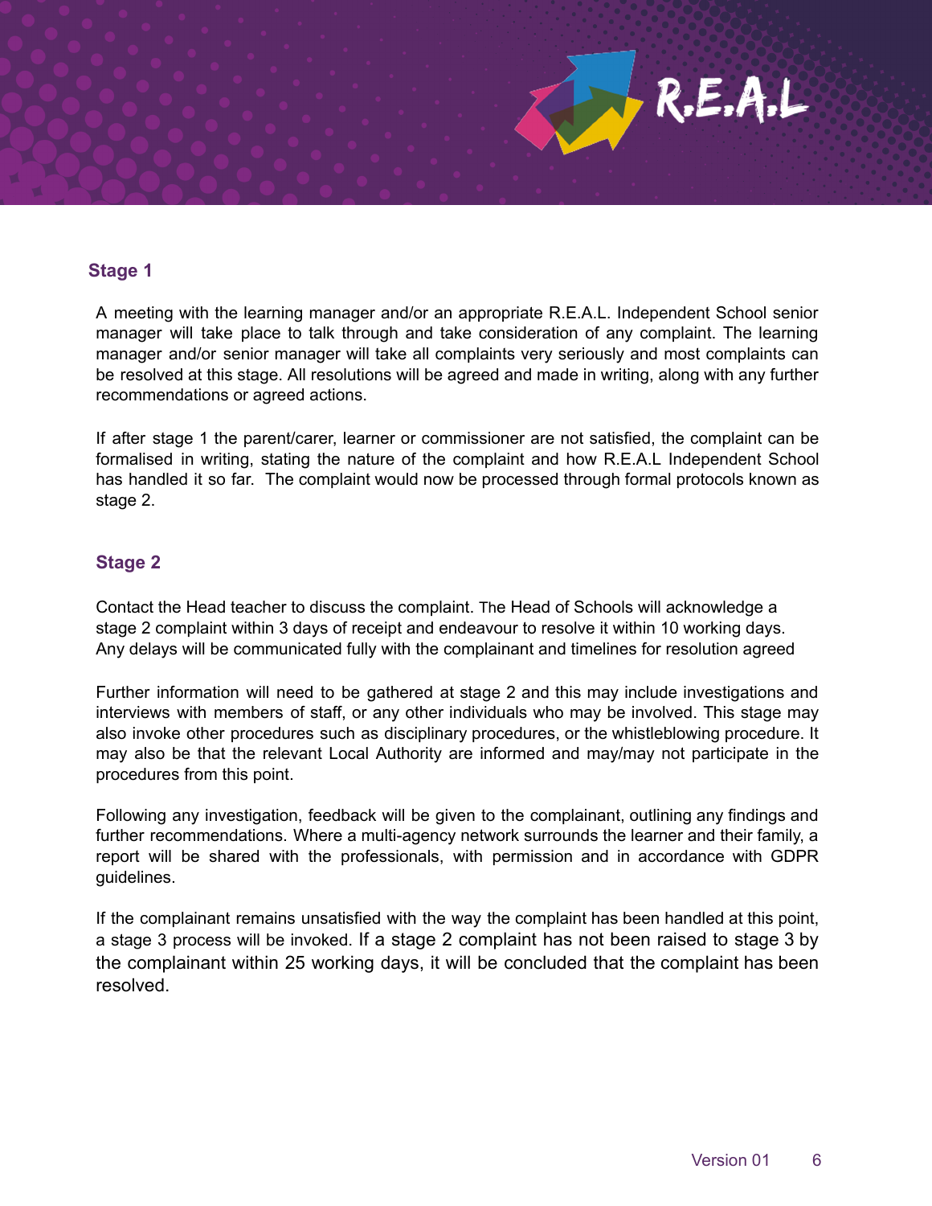## Stage 1

A meeting with the learning manager and/or an appropriate R.E.A.L. Independent School senior manager will take place to talk through and take consideration of any complaint. The learning manager and/or senior manager will take all complaints very seriously and most complaints can be resolved at this stage. All resolutions will be agreed and made in writing, along with any further recommendations or agreed actions.

If after stage 1 the parent/carer, learner or commissioner are not satisfied, the complaint can be formalised in writing, stating the nature of the complaint and how R.E.A.L Independent School has handled it so far. The complaint would now be processed through formal protocols known as stage 2.

## Stage 2

Contact the Head teacher to discuss the complaint. The Head of Schools will acknowledge a stage 2 complaint within 3 days of receipt and endeavour to resolve it within 10 working days. Any delays will be communicated fully with the complainant and timelines for resolution agreed

Further information will need to be gathered at stage 2 and this may include investigations and interviews with members of staff, or any other individuals who may be involved. This stage may also invoke other procedures such as disciplinary procedures, or the whistleblowing procedure. It may also be that the relevant Local Authority are informed and may/may not participate in the procedures from this point.

Following any investigation, feedback will be given to the complainant, outlining any findings and further recommendations. Where a multi-agency network surrounds the learner and their family, a report will be shared with the professionals, with permission and in accordance with GDPR guidelines.

If the complainant remains unsatisfied with the way the complaint has been handled at this point, a stage 3 process will be invoked. If a stage 2 complaint has not been raised to stage 3 by the complainant within 25 working days, it will be concluded that the complaint has been resolved.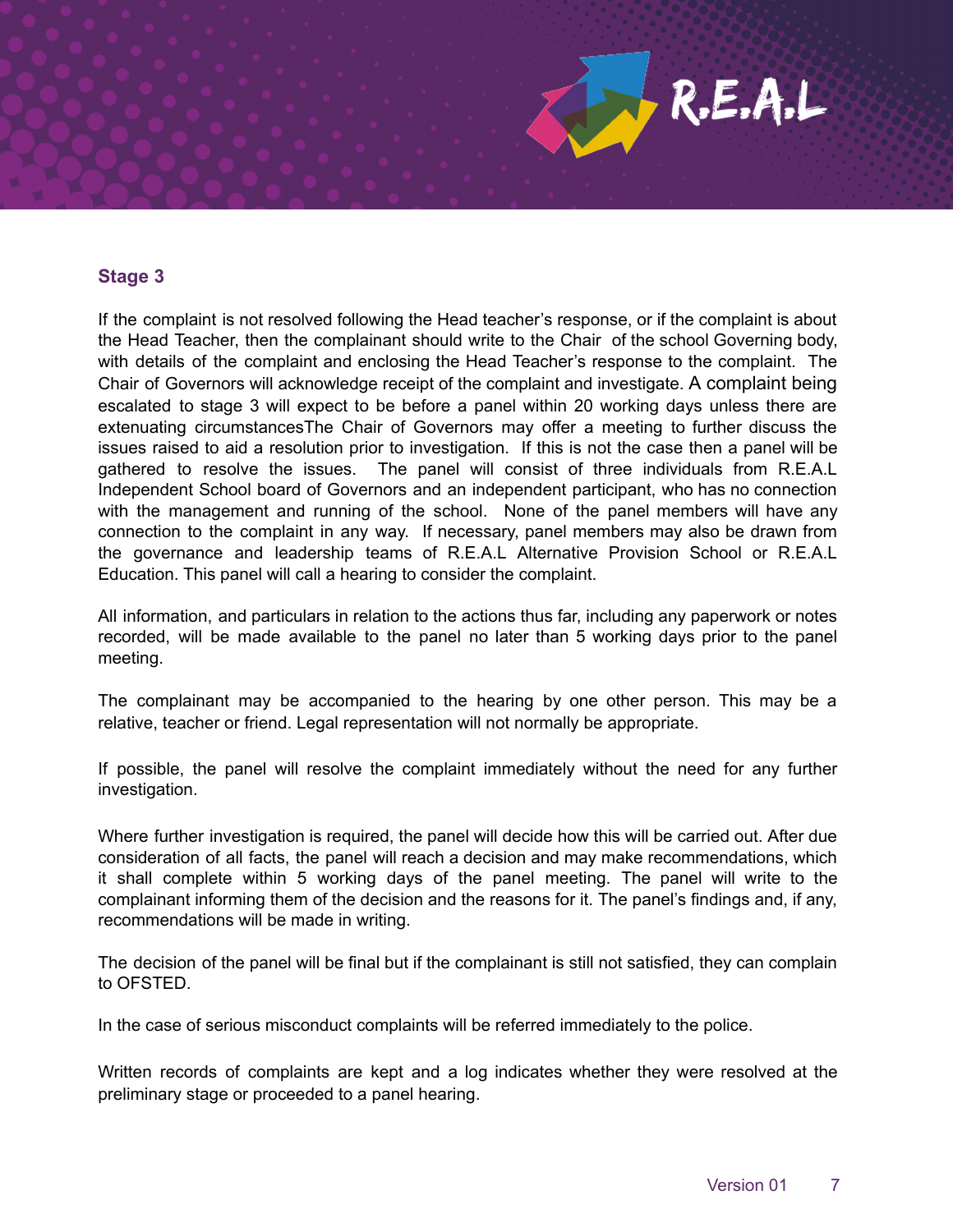### Stage 3

If the complaint is not resolved following the Head teacher's response, or if the complaint is about the Head Teacher, then the complainant should write to the Chair of the school Governing body, with details of the complaint and enclosing the Head Teacher's response to the complaint. The Chair of Governors will acknowledge receipt of the complaint and investigate. A complaint being escalated to stage 3 will expect to be before a panel within 20 working days unless there are extenuating circumstancesThe Chair of Governors may offer a meeting to further discuss the issues raised to aid a resolution prior to investigation. If this is not the case then a panel will be gathered to resolve the issues. The panel will consist of three individuals from R.E.A.L Independent School board of Governors and an independent participant, who has no connection with the management and running of the school. None of the panel members will have any connection to the complaint in any way. If necessary, panel members may also be drawn from the governance and leadership teams of R.E.A.L Alternative Provision School or R.E.A.L Education. This panel will call a hearing to consider the complaint.

All information, and particulars in relation to the actions thus far, including any paperwork or notes recorded, will be made available to the panel no later than 5 working days prior to the panel meeting.

The complainant may be accompanied to the hearing by one other person. This may be a relative, teacher or friend. Legal representation will not normally be appropriate.

If possible, the panel will resolve the complaint immediately without the need for any further investigation.

Where further investigation is required, the panel will decide how this will be carried out. After due consideration of all facts, the panel will reach a decision and may make recommendations, which it shall complete within 5 working days of the panel meeting. The panel will write to the complainant informing them of the decision and the reasons for it. The panel's findings and, if any, recommendations will be made in writing.

The decision of the panel will be final but if the complainant is still not satisfied, they can complain to OFSTED.

In the case of serious misconduct complaints will be referred immediately to the police.

Written records of complaints are kept and a log indicates whether they were resolved at the preliminary stage or proceeded to a panel hearing.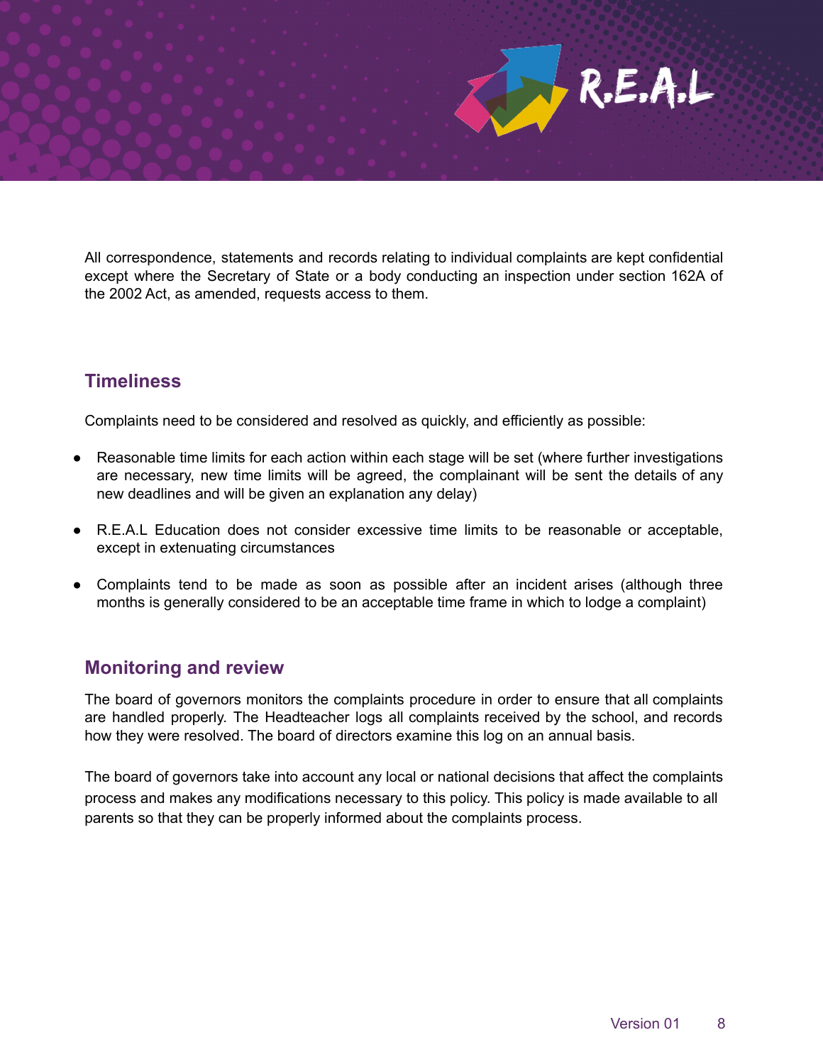All correspondence, statements and records relating to individual complaints are kept confidential except where the Secretary of State or a body conducting an inspection under section 162A of the 2002 Act, as amended, requests access to them.

## Timeliness

Complaints need to be considered and resolved as quickly, and efficiently as possible:

- Reasonable time limits for each action within each stage will be set (where further investigations are necessary, new time limits will be agreed, the complainant will be sent the details of any new deadlines and will be given an explanation any delay)
- R.E.A.L Education does not consider excessive time limits to be reasonable or acceptable, except in extenuating circumstances
- Complaints tend to be made as soon as possible after an incident arises (although three months is generally considered to be an acceptable time frame in which to lodge a complaint)

## Monitoring and review

The board of governors monitors the complaints procedure in order to ensure that all complaints are handled properly. The Headteacher logs all complaints received by the school, and records how they were resolved. The board of directors examine this log on an annual basis.

The board of governors take into account any local or national decisions that affect the complaints process and makes any modifications necessary to this policy. This policy is made available to all parents so that they can be properly informed about the complaints process.